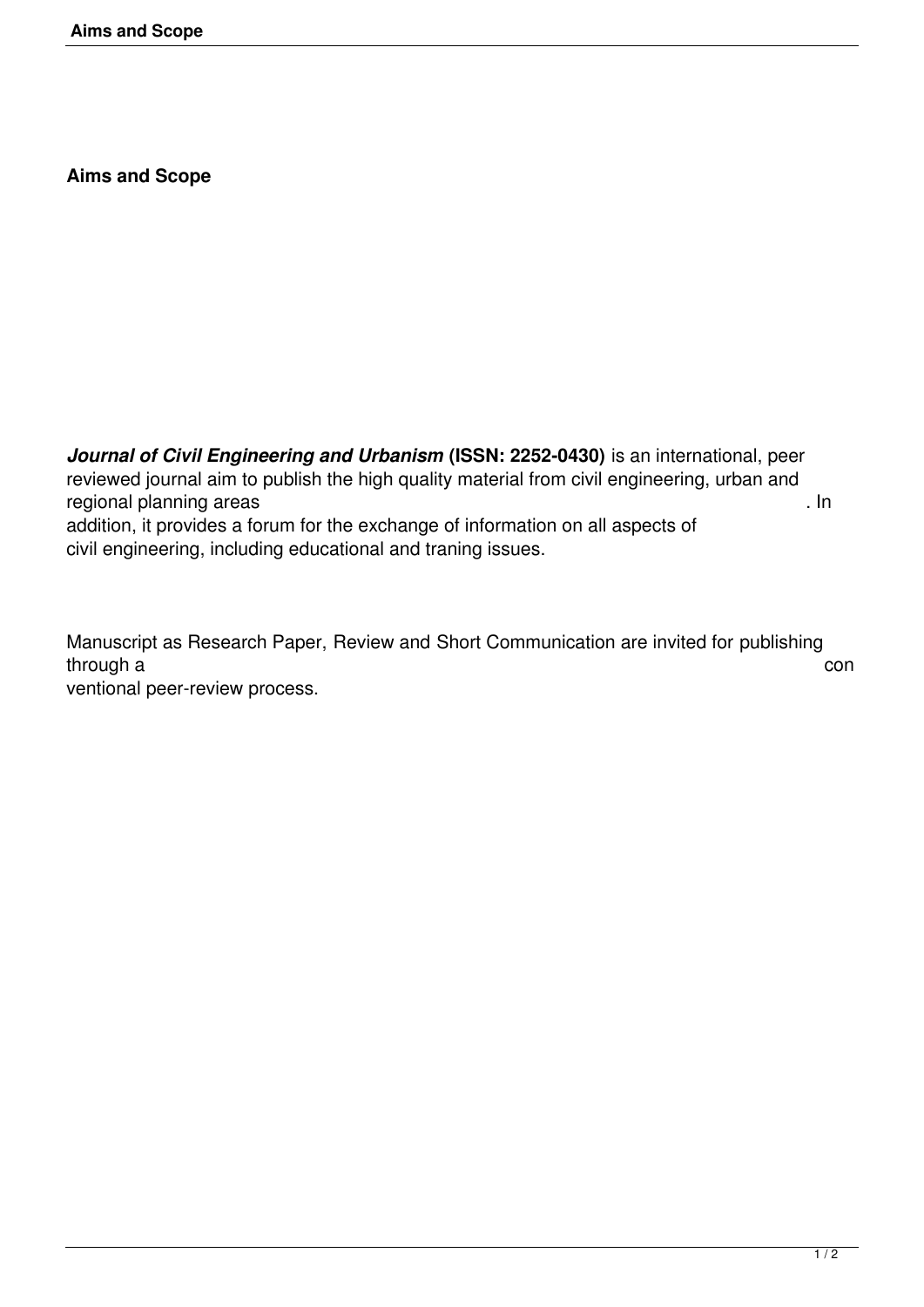## Aims and Scope

***Journal of Civil Engineering and Urbanism* (ISSN: 2252-0430)** is an international, peer reviewed journal aim to publish the high quality material from civil engineering, urban and regional planning areas . In addition, it provides a forum for the exchange of information on all aspects of civil engineering, including educational and traning issues.

Manuscript as Research Paper, Review and Short Communication are invited for publishing through a conventional peer-review process.